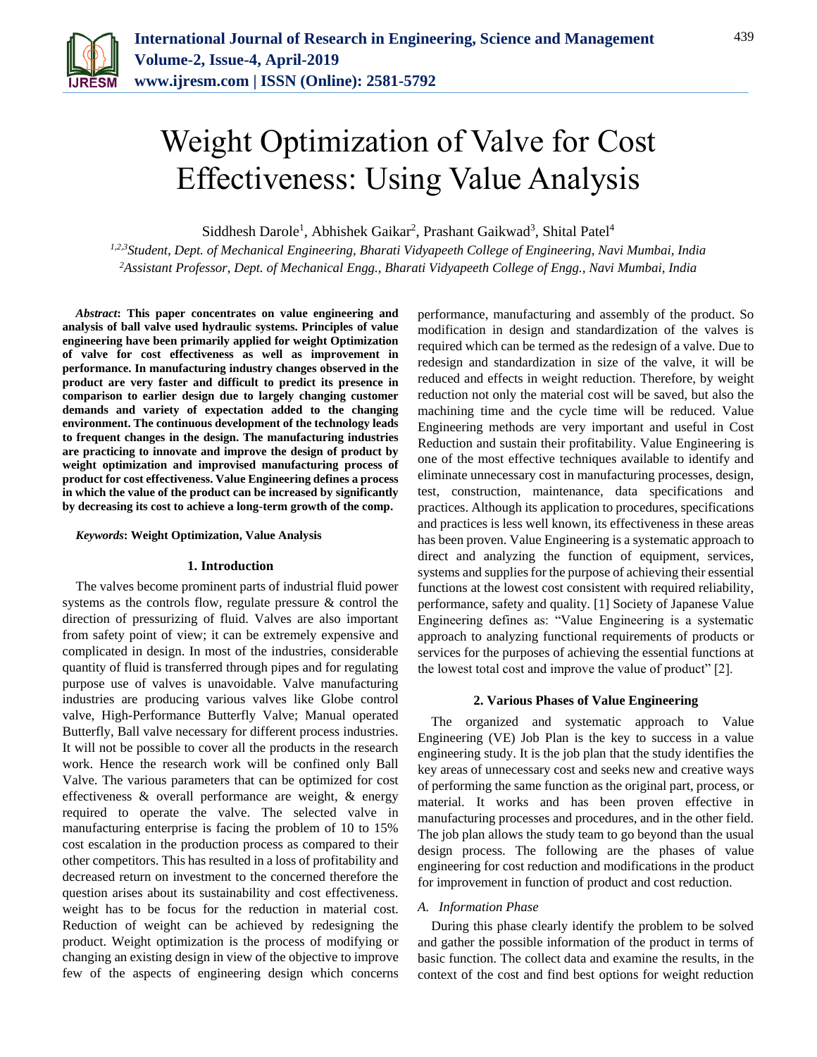# Weight Optimization of Valve for Cost Effectiveness: Using Value Analysis

Siddhesh Darole[1], Abhishek Gaikar[2], Prashant Gaikwad[3], Shital Patel[4]

[1,2,3]*Student, Dept. of Mechanical Engineering, Bharati Vidyapeeth College of Engineering, Navi Mumbai, India*
[2]*Assistant Professor, Dept. of Mechanical Engg., Bharati Vidyapeeth College of Engg., Navi Mumbai, India*

***Abstract*: This paper concentrates on value engineering and analysis of ball valve used hydraulic systems. Principles of value engineering have been primarily applied for weight Optimization of valve for cost effectiveness as well as improvement in performance. In manufacturing industry changes observed in the product are very faster and difficult to predict its presence in comparison to earlier design due to largely changing customer demands and variety of expectation added to the changing environment. The continuous development of the technology leads to frequent changes in the design. The manufacturing industries are practicing to innovate and improve the design of product by weight optimization and improvised manufacturing process of product for cost effectiveness. Value Engineering defines a process in which the value of the product can be increased by significantly by decreasing its cost to achieve a long-term growth of the comp.**

***Keywords*: Weight Optimization, Value Analysis**

## 1. Introduction

The valves become prominent parts of industrial fluid power systems as the controls flow, regulate pressure & control the direction of pressurizing of fluid. Valves are also important from safety point of view; it can be extremely expensive and complicated in design. In most of the industries, considerable quantity of fluid is transferred through pipes and for regulating purpose use of valves is unavoidable. Valve manufacturing industries are producing various valves like Globe control valve, High-Performance Butterfly Valve; Manual operated Butterfly, Ball valve necessary for different process industries. It will not be possible to cover all the products in the research work. Hence the research work will be confined only Ball Valve. The various parameters that can be optimized for cost effectiveness & overall performance are weight, & energy required to operate the valve. The selected valve in manufacturing enterprise is facing the problem of 10 to 15% cost escalation in the production process as compared to their other competitors. This has resulted in a loss of profitability and decreased return on investment to the concerned therefore the question arises about its sustainability and cost effectiveness. weight has to be focus for the reduction in material cost. Reduction of weight can be achieved by redesigning the product. Weight optimization is the process of modifying or changing an existing design in view of the objective to improve few of the aspects of engineering design which concerns performance, manufacturing and assembly of the product. So modification in design and standardization of the valves is required which can be termed as the redesign of a valve. Due to redesign and standardization in size of the valve, it will be reduced and effects in weight reduction. Therefore, by weight reduction not only the material cost will be saved, but also the machining time and the cycle time will be reduced. Value Engineering methods are very important and useful in Cost Reduction and sustain their profitability. Value Engineering is one of the most effective techniques available to identify and eliminate unnecessary cost in manufacturing processes, design, test, construction, maintenance, data specifications and practices. Although its application to procedures, specifications and practices is less well known, its effectiveness in these areas has been proven. Value Engineering is a systematic approach to direct and analyzing the function of equipment, services, systems and supplies for the purpose of achieving their essential functions at the lowest cost consistent with required reliability, performance, safety and quality. [1] Society of Japanese Value Engineering defines as: "Value Engineering is a systematic approach to analyzing functional requirements of products or services for the purposes of achieving the essential functions at the lowest total cost and improve the value of product" [2].

## 2. Various Phases of Value Engineering

The organized and systematic approach to Value Engineering (VE) Job Plan is the key to success in a value engineering study. It is the job plan that the study identifies the key areas of unnecessary cost and seeks new and creative ways of performing the same function as the original part, process, or material. It works and has been proven effective in manufacturing processes and procedures, and in the other field. The job plan allows the study team to go beyond than the usual design process. The following are the phases of value engineering for cost reduction and modifications in the product for improvement in function of product and cost reduction.

### A. Information Phase

During this phase clearly identify the problem to be solved and gather the possible information of the product in terms of basic function. The collect data and examine the results, in the context of the cost and find best options for weight reduction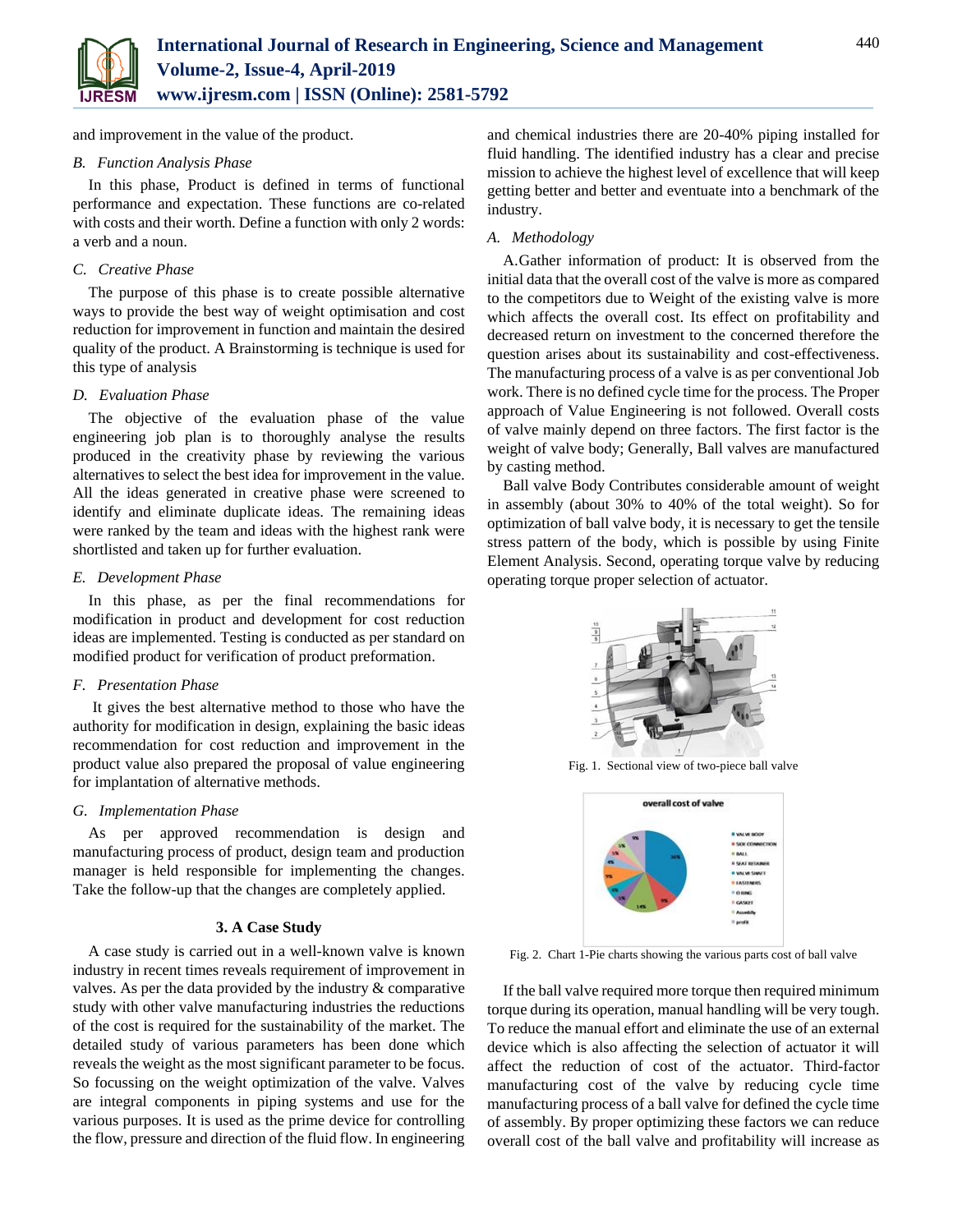and improvement in the value of the product.

*B. Function Analysis Phase*

In this phase, Product is defined in terms of functional performance and expectation. These functions are co-related with costs and their worth. Define a function with only 2 words: a verb and a noun.

*C. Creative Phase*

The purpose of this phase is to create possible alternative ways to provide the best way of weight optimisation and cost reduction for improvement in function and maintain the desired quality of the product. A Brainstorming is technique is used for this type of analysis

*D. Evaluation Phase*

The objective of the evaluation phase of the value engineering job plan is to thoroughly analyse the results produced in the creativity phase by reviewing the various alternatives to select the best idea for improvement in the value. All the ideas generated in creative phase were screened to identify and eliminate duplicate ideas. The remaining ideas were ranked by the team and ideas with the highest rank were shortlisted and taken up for further evaluation.

*E. Development Phase*

In this phase, as per the final recommendations for modification in product and development for cost reduction ideas are implemented. Testing is conducted as per standard on modified product for verification of product preformation.

*F. Presentation Phase*

It gives the best alternative method to those who have the authority for modification in design, explaining the basic ideas recommendation for cost reduction and improvement in the product value also prepared the proposal of value engineering for implantation of alternative methods.

*G. Implementation Phase*

As per approved recommendation is design and manufacturing process of product, design team and production manager is held responsible for implementing the changes. Take the follow-up that the changes are completely applied.

## 3. A Case Study

A case study is carried out in a well-known valve is known industry in recent times reveals requirement of improvement in valves. As per the data provided by the industry & comparative study with other valve manufacturing industries the reductions of the cost is required for the sustainability of the market. The detailed study of various parameters has been done which reveals the weight as the most significant parameter to be focus. So focussing on the weight optimization of the valve. Valves are integral components in piping systems and use for the various purposes. It is used as the prime device for controlling the flow, pressure and direction of the fluid flow. In engineering and chemical industries there are 20-40% piping installed for fluid handling. The identified industry has a clear and precise mission to achieve the highest level of excellence that will keep getting better and better and eventuate into a benchmark of the industry.

*A. Methodology*

A.Gather information of product: It is observed from the initial data that the overall cost of the valve is more as compared to the competitors due to Weight of the existing valve is more which affects the overall cost. Its effect on profitability and decreased return on investment to the concerned therefore the question arises about its sustainability and cost-effectiveness. The manufacturing process of a valve is as per conventional Job work. There is no defined cycle time for the process. The Proper approach of Value Engineering is not followed. Overall costs of valve mainly depend on three factors. The first factor is the weight of valve body; Generally, Ball valves are manufactured by casting method.

Ball valve Body Contributes considerable amount of weight in assembly (about 30% to 40% of the total weight). So for optimization of ball valve body, it is necessary to get the tensile stress pattern of the body, which is possible by using Finite Element Analysis. Second, operating torque valve by reducing operating torque proper selection of actuator.

Fig. 1. Sectional view of two-piece ball valve

Fig. 2. Chart 1-Pie charts showing the various parts cost of ball valve

If the ball valve required more torque then required minimum torque during its operation, manual handling will be very tough. To reduce the manual effort and eliminate the use of an external device which is also affecting the selection of actuator it will affect the reduction of cost of the actuator. Third-factor manufacturing cost of the valve by reducing cycle time manufacturing process of a ball valve for defined the cycle time of assembly. By proper optimizing these factors we can reduce overall cost of the ball valve and profitability will increase as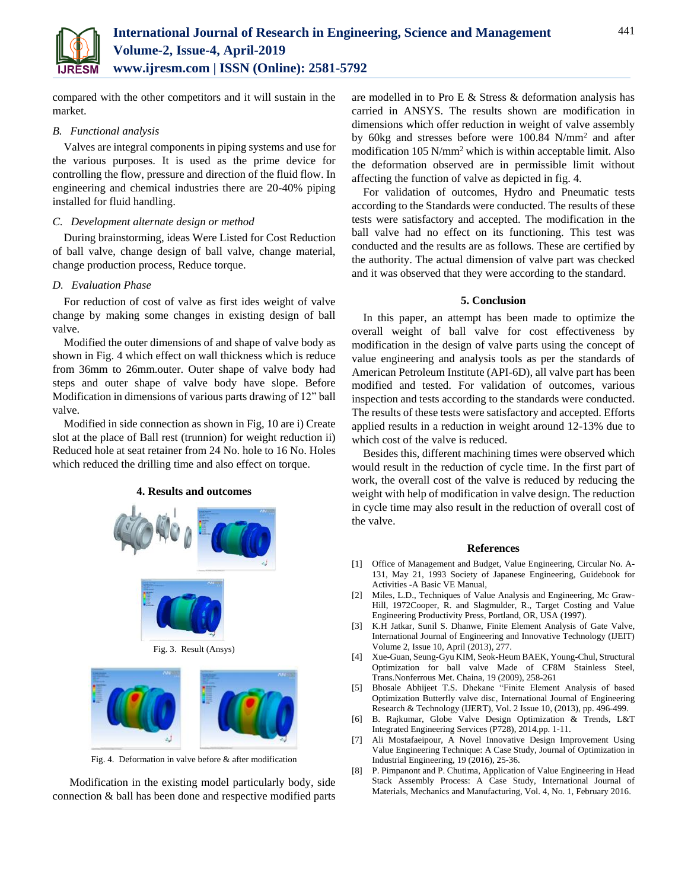compared with the other competitors and it will sustain in the market.

*B. Functional analysis*

Valves are integral components in piping systems and use for the various purposes. It is used as the prime device for controlling the flow, pressure and direction of the fluid flow. In engineering and chemical industries there are 20-40% piping installed for fluid handling.

*C. Development alternate design or method*

During brainstorming, ideas Were Listed for Cost Reduction of ball valve, change design of ball valve, change material, change production process, Reduce torque.

*D. Evaluation Phase*

For reduction of cost of valve as first ides weight of valve change by making some changes in existing design of ball valve.

Modified the outer dimensions of and shape of valve body as shown in Fig. 4 which effect on wall thickness which is reduce from 36mm to 26mm.outer. Outer shape of valve body had steps and outer shape of valve body have slope. Before Modification in dimensions of various parts drawing of 12" ball valve.

Modified in side connection as shown in Fig, 10 are i) Create slot at the place of Ball rest (trunnion) for weight reduction ii) Reduced hole at seat retainer from 24 No. hole to 16 No. Holes which reduced the drilling time and also effect on torque.

## 4. Results and outcomes

Fig. 3. Result (Ansys)

Fig. 4. Deformation in valve before & after modification

Modification in the existing model particularly body, side connection & ball has been done and respective modified parts are modelled in to Pro E & Stress & deformation analysis has carried in ANSYS. The results shown are modification in dimensions which offer reduction in weight of valve assembly by 60kg and stresses before were 100.84 N/mm$^2$ and after modification 105 N/mm$^2$ which is within acceptable limit. Also the deformation observed are in permissible limit without affecting the function of valve as depicted in fig. 4.

For validation of outcomes, Hydro and Pneumatic tests according to the Standards were conducted. The results of these tests were satisfactory and accepted. The modification in the ball valve had no effect on its functioning. This test was conducted and the results are as follows. These are certified by the authority. The actual dimension of valve part was checked and it was observed that they were according to the standard.

## 5. Conclusion

In this paper, an attempt has been made to optimize the overall weight of ball valve for cost effectiveness by modification in the design of valve parts using the concept of value engineering and analysis tools as per the standards of American Petroleum Institute (API-6D), all valve part has been modified and tested. For validation of outcomes, various inspection and tests according to the standards were conducted. The results of these tests were satisfactory and accepted. Efforts applied results in a reduction in weight around 12-13% due to which cost of the valve is reduced.

Besides this, different machining times were observed which would result in the reduction of cycle time. In the first part of work, the overall cost of the valve is reduced by reducing the weight with help of modification in valve design. The reduction in cycle time may also result in the reduction of overall cost of the valve.

## References

[1] Office of Management and Budget, Value Engineering, Circular No. A-131, May 21, 1993 Society of Japanese Engineering, Guidebook for Activities -A Basic VE Manual,

[2] Miles, L.D., Techniques of Value Analysis and Engineering, Mc Graw-Hill, 1972Cooper, R. and Slagmulder, R., Target Costing and Value Engineering Productivity Press, Portland, OR, USA (1997).

[3] K.H Jatkar, Sunil S. Dhanwe, Finite Element Analysis of Gate Valve, International Journal of Engineering and Innovative Technology (IJEIT) Volume 2, Issue 10, April (2013), 277.

[4] Xue-Guan, Seung-Gyu KIM, Seok-Heum BAEK, Young-Chul, Structural Optimization for ball valve Made of CF8M Stainless Steel, Trans.Nonferrous Met. Chaina, 19 (2009), 258-261

[5] Bhosale Abhijeet T.S. Dhekane "Finite Element Analysis of based Optimization Butterfly valve disc, International Journal of Engineering Research & Technology (IJERT), Vol. 2 Issue 10, (2013), pp. 496-499.

[6] B. Rajkumar, Globe Valve Design Optimization & Trends, L&T Integrated Engineering Services (P728), 2014.pp. 1-11.

[7] Ali Mostafaeipour, A Novel Innovative Design Improvement Using Value Engineering Technique: A Case Study, Journal of Optimization in Industrial Engineering, 19 (2016), 25-36.

[8] P. Pimpanont and P. Chutima, Application of Value Engineering in Head Stack Assembly Process: A Case Study, International Journal of Materials, Mechanics and Manufacturing, Vol. 4, No. 1, February 2016.